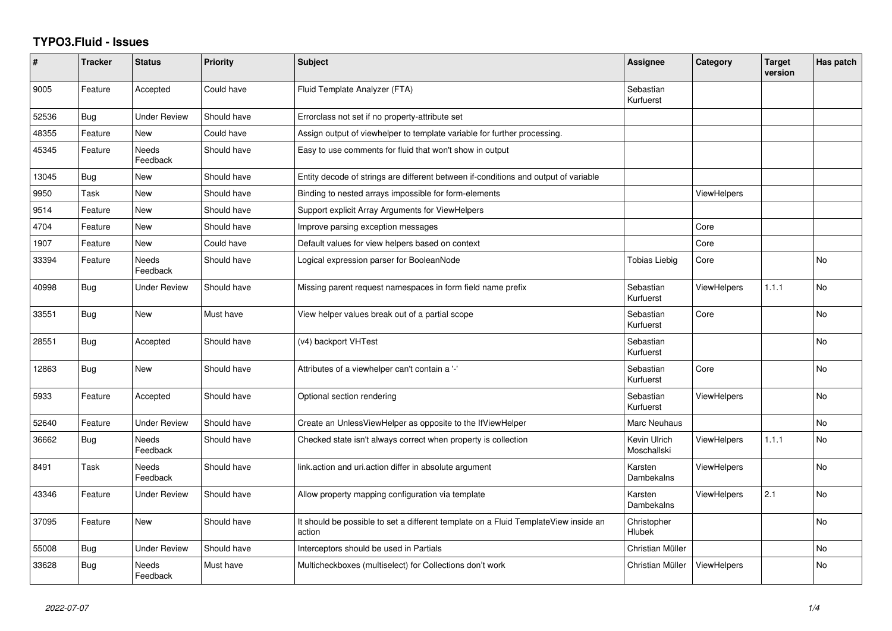# TYPO3.Fluid - Issues

| # | Tracker | Status | Priority | Subject | Assignee | Category | Target version | Has patch |
|---|---|---|---|---|---|---|---|---|
| 9005 | Feature | Accepted | Could have | Fluid Template Analyzer (FTA) | Sebastian Kurfuerst | | | |
| 52536 | Bug | Under Review | Should have | Errorclass not set if no property-attribute set | | | | |
| 48355 | Feature | New | Could have | Assign output of viewhelper to template variable for further processing. | | | | |
| 45345 | Feature | Needs Feedback | Should have | Easy to use comments for fluid that won't show in output | | | | |
| 13045 | Bug | New | Should have | Entity decode of strings are different between if-conditions and output of variable | | | | |
| 9950 | Task | New | Should have | Binding to nested arrays impossible for form-elements | | ViewHelpers | | |
| 9514 | Feature | New | Should have | Support explicit Array Arguments for ViewHelpers | | | | |
| 4704 | Feature | New | Should have | Improve parsing exception messages | | Core | | |
| 1907 | Feature | New | Could have | Default values for view helpers based on context | | Core | | |
| 33394 | Feature | Needs Feedback | Should have | Logical expression parser for BooleanNode | Tobias Liebig | Core | | No |
| 40998 | Bug | Under Review | Should have | Missing parent request namespaces in form field name prefix | Sebastian Kurfuerst | ViewHelpers | 1.1.1 | No |
| 33551 | Bug | New | Must have | View helper values break out of a partial scope | Sebastian Kurfuerst | Core | | No |
| 28551 | Bug | Accepted | Should have | (v4) backport VHTest | Sebastian Kurfuerst | | | No |
| 12863 | Bug | New | Should have | Attributes of a viewhelper can't contain a '-' | Sebastian Kurfuerst | Core | | No |
| 5933 | Feature | Accepted | Should have | Optional section rendering | Sebastian Kurfuerst | ViewHelpers | | No |
| 52640 | Feature | Under Review | Should have | Create an UnlessViewHelper as opposite to the IfViewHelper | Marc Neuhaus | | | No |
| 36662 | Bug | Needs Feedback | Should have | Checked state isn't always correct when property is collection | Kevin Ulrich Moschallski | ViewHelpers | 1.1.1 | No |
| 8491 | Task | Needs Feedback | Should have | link.action and uri.action differ in absolute argument | Karsten Dambekalns | ViewHelpers | | No |
| 43346 | Feature | Under Review | Should have | Allow property mapping configuration via template | Karsten Dambekalns | ViewHelpers | 2.1 | No |
| 37095 | Feature | New | Should have | It should be possible to set a different template on a Fluid TemplateView inside an action | Christopher Hlubek | | | No |
| 55008 | Bug | Under Review | Should have | Interceptors should be used in Partials | Christian Müller | | | No |
| 33628 | Bug | Needs Feedback | Must have | Multicheckboxes (multiselect) for Collections don't work | Christian Müller | ViewHelpers | | No |

2022-07-07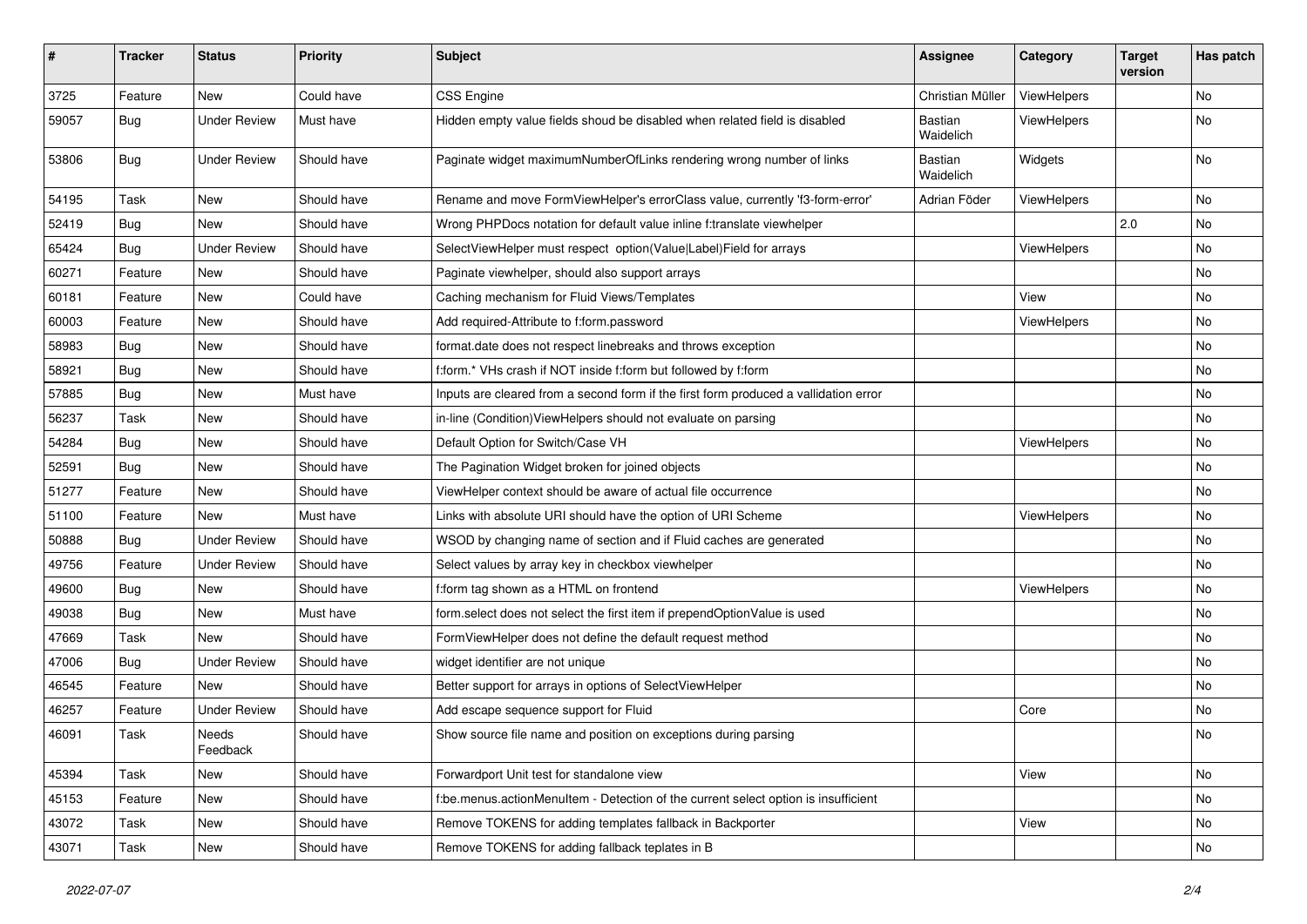| # | Tracker | Status | Priority | Subject | Assignee | Category | Target version | Has patch |
|---|---|---|---|---|---|---|---|---|
| 3725 | Feature | New | Could have | CSS Engine | Christian Müller | ViewHelpers | | No |
| 59057 | Bug | Under Review | Must have | Hidden empty value fields shoud be disabled when related field is disabled | Bastian Waidelich | ViewHelpers | | No |
| 53806 | Bug | Under Review | Should have | Paginate widget maximumNumberOfLinks rendering wrong number of links | Bastian Waidelich | Widgets | | No |
| 54195 | Task | New | Should have | Rename and move FormViewHelper's errorClass value, currently 'f3-form-error' | Adrian Föder | ViewHelpers | | No |
| 52419 | Bug | New | Should have | Wrong PHPDocs notation for default value inline f:translate viewhelper | | | 2.0 | No |
| 65424 | Bug | Under Review | Should have | SelectViewHelper must respect option(Value\|Label)Field for arrays | | ViewHelpers | | No |
| 60271 | Feature | New | Should have | Paginate viewhelper, should also support arrays | | | | No |
| 60181 | Feature | New | Could have | Caching mechanism for Fluid Views/Templates | | View | | No |
| 60003 | Feature | New | Should have | Add required-Attribute to f:form.password | | ViewHelpers | | No |
| 58983 | Bug | New | Should have | format.date does not respect linebreaks and throws exception | | | | No |
| 58921 | Bug | New | Should have | f:form.* VHs crash if NOT inside f:form but followed by f:form | | | | No |
| 57885 | Bug | New | Must have | Inputs are cleared from a second form if the first form produced a vallidation error | | | | No |
| 56237 | Task | New | Should have | in-line (Condition)ViewHelpers should not evaluate on parsing | | | | No |
| 54284 | Bug | New | Should have | Default Option for Switch/Case VH | | ViewHelpers | | No |
| 52591 | Bug | New | Should have | The Pagination Widget broken for joined objects | | | | No |
| 51277 | Feature | New | Should have | ViewHelper context should be aware of actual file occurrence | | | | No |
| 51100 | Feature | New | Must have | Links with absolute URI should have the option of URI Scheme | | ViewHelpers | | No |
| 50888 | Bug | Under Review | Should have | WSOD by changing name of section and if Fluid caches are generated | | | | No |
| 49756 | Feature | Under Review | Should have | Select values by array key in checkbox viewhelper | | | | No |
| 49600 | Bug | New | Should have | f:form tag shown as a HTML on frontend | | ViewHelpers | | No |
| 49038 | Bug | New | Must have | form.select does not select the first item if prependOptionValue is used | | | | No |
| 47669 | Task | New | Should have | FormViewHelper does not define the default request method | | | | No |
| 47006 | Bug | Under Review | Should have | widget identifier are not unique | | | | No |
| 46545 | Feature | New | Should have | Better support for arrays in options of SelectViewHelper | | | | No |
| 46257 | Feature | Under Review | Should have | Add escape sequence support for Fluid | | Core | | No |
| 46091 | Task | Needs Feedback | Should have | Show source file name and position on exceptions during parsing | | | | No |
| 45394 | Task | New | Should have | Forwardport Unit test for standalone view | | View | | No |
| 45153 | Feature | New | Should have | f:be.menus.actionMenuItem - Detection of the current select option is insufficient | | | | No |
| 43072 | Task | New | Should have | Remove TOKENS for adding templates fallback in Backporter | | View | | No |
| 43071 | Task | New | Should have | Remove TOKENS for adding fallback teplates in B | | | | No |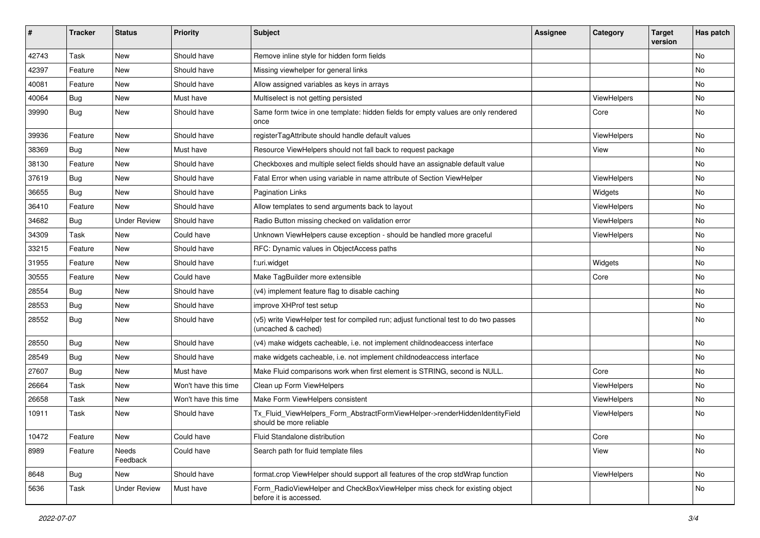| # | Tracker | Status | Priority | Subject | Assignee | Category | Target version | Has patch |
|---|---|---|---|---|---|---|---|---|
| 42743 | Task | New | Should have | Remove inline style for hidden form fields | | | | No |
| 42397 | Feature | New | Should have | Missing viewhelper for general links | | | | No |
| 40081 | Feature | New | Should have | Allow assigned variables as keys in arrays | | | | No |
| 40064 | Bug | New | Must have | Multiselect is not getting persisted | | ViewHelpers | | No |
| 39990 | Bug | New | Should have | Same form twice in one template: hidden fields for empty values are only rendered once | | Core | | No |
| 39936 | Feature | New | Should have | registerTagAttribute should handle default values | | ViewHelpers | | No |
| 38369 | Bug | New | Must have | Resource ViewHelpers should not fall back to request package | | View | | No |
| 38130 | Feature | New | Should have | Checkboxes and multiple select fields should have an assignable default value | | | | No |
| 37619 | Bug | New | Should have | Fatal Error when using variable in name attribute of Section ViewHelper | | ViewHelpers | | No |
| 36655 | Bug | New | Should have | Pagination Links | | Widgets | | No |
| 36410 | Feature | New | Should have | Allow templates to send arguments back to layout | | ViewHelpers | | No |
| 34682 | Bug | Under Review | Should have | Radio Button missing checked on validation error | | ViewHelpers | | No |
| 34309 | Task | New | Could have | Unknown ViewHelpers cause exception - should be handled more graceful | | ViewHelpers | | No |
| 33215 | Feature | New | Should have | RFC: Dynamic values in ObjectAccess paths | | | | No |
| 31955 | Feature | New | Should have | f:uri.widget | | Widgets | | No |
| 30555 | Feature | New | Could have | Make TagBuilder more extensible | | Core | | No |
| 28554 | Bug | New | Should have | (v4) implement feature flag to disable caching | | | | No |
| 28553 | Bug | New | Should have | improve XHProf test setup | | | | No |
| 28552 | Bug | New | Should have | (v5) write ViewHelper test for compiled run; adjust functional test to do two passes (uncached & cached) | | | | No |
| 28550 | Bug | New | Should have | (v4) make widgets cacheable, i.e. not implement childnodeaccess interface | | | | No |
| 28549 | Bug | New | Should have | make widgets cacheable, i.e. not implement childnodeaccess interface | | | | No |
| 27607 | Bug | New | Must have | Make Fluid comparisons work when first element is STRING, second is NULL. | | Core | | No |
| 26664 | Task | New | Won't have this time | Clean up Form ViewHelpers | | ViewHelpers | | No |
| 26658 | Task | New | Won't have this time | Make Form ViewHelpers consistent | | ViewHelpers | | No |
| 10911 | Task | New | Should have | Tx_Fluid_ViewHelpers_Form_AbstractFormViewHelper->renderHiddenIdentityField should be more reliable | | ViewHelpers | | No |
| 10472 | Feature | New | Could have | Fluid Standalone distribution | | Core | | No |
| 8989 | Feature | Needs Feedback | Could have | Search path for fluid template files | | View | | No |
| 8648 | Bug | New | Should have | format.crop ViewHelper should support all features of the crop stdWrap function | | ViewHelpers | | No |
| 5636 | Task | Under Review | Must have | Form_RadioViewHelper and CheckBoxViewHelper miss check for existing object before it is accessed. | | | | No |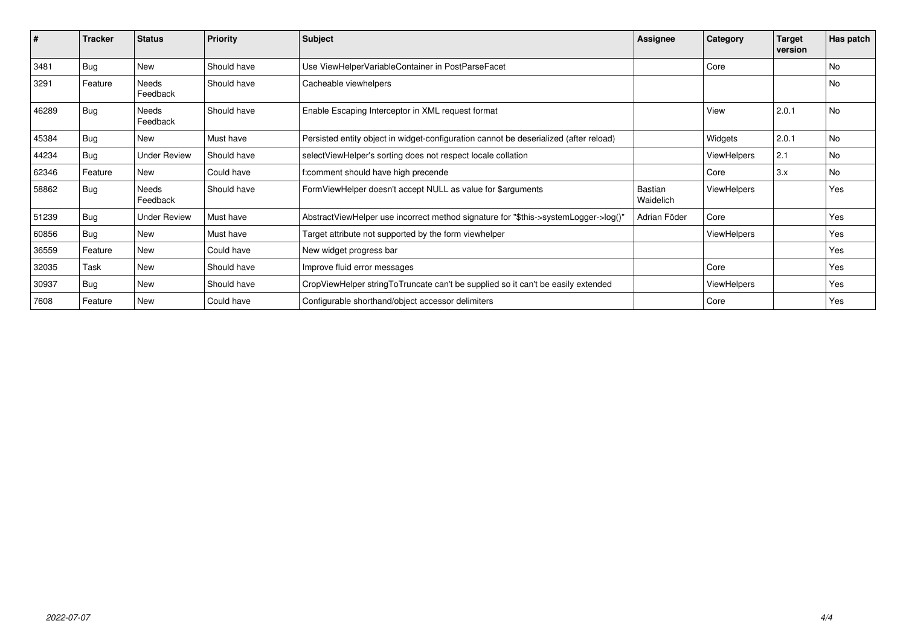| # | Tracker | Status | Priority | Subject | Assignee | Category | Target version | Has patch |
|---|---|---|---|---|---|---|---|---|
| 3481 | Bug | New | Should have | Use ViewHelperVariableContainer in PostParseFacet | | Core | | No |
| 3291 | Feature | Needs Feedback | Should have | Cacheable viewhelpers | | | | No |
| 46289 | Bug | Needs Feedback | Should have | Enable Escaping Interceptor in XML request format | | View | 2.0.1 | No |
| 45384 | Bug | New | Must have | Persisted entity object in widget-configuration cannot be deserialized (after reload) | | Widgets | 2.0.1 | No |
| 44234 | Bug | Under Review | Should have | selectViewHelper's sorting does not respect locale collation | | ViewHelpers | 2.1 | No |
| 62346 | Feature | New | Could have | f:comment should have high precende | | Core | 3.x | No |
| 58862 | Bug | Needs Feedback | Should have | FormViewHelper doesn't accept NULL as value for $arguments | Bastian Waidelich | ViewHelpers | | Yes |
| 51239 | Bug | Under Review | Must have | AbstractViewHelper use incorrect method signature for "$this->systemLogger->log()" | Adrian Föder | Core | | Yes |
| 60856 | Bug | New | Must have | Target attribute not supported by the form viewhelper | | ViewHelpers | | Yes |
| 36559 | Feature | New | Could have | New widget progress bar | | | | Yes |
| 32035 | Task | New | Should have | Improve fluid error messages | | Core | | Yes |
| 30937 | Bug | New | Should have | CropViewHelper stringToTruncate can't be supplied so it can't be easily extended | | ViewHelpers | | Yes |
| 7608 | Feature | New | Could have | Configurable shorthand/object accessor delimiters | | Core | | Yes |

*2022-07-07*